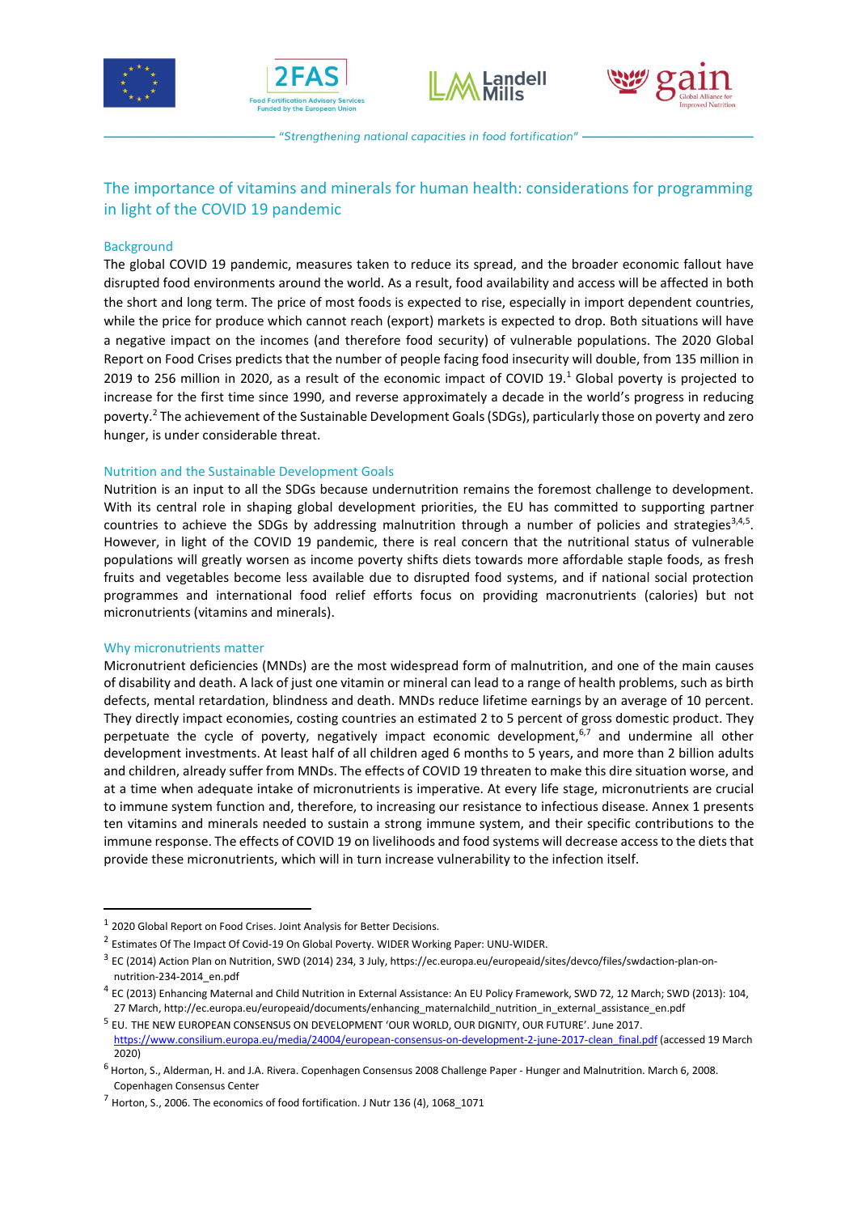"Strengthening national capacities in food fortification"

# The importance of vitamins and minerals for human health: considerations for programming in light of the COVID 19 pandemic

## Background

The global COVID 19 pandemic, measures taken to reduce its spread, and the broader economic fallout have disrupted food environments around the world. As a result, food availability and access will be affected in both the short and long term. The price of most foods is expected to rise, especially in import dependent countries, while the price for produce which cannot reach (export) markets is expected to drop. Both situations will have a negative impact on the incomes (and therefore food security) of vulnerable populations. The 2020 Global Report on Food Crises predicts that the number of people facing food insecurity will double, from 135 million in 2019 to 256 million in 2020, as a result of the economic impact of COVID 19.[1] Global poverty is projected to increase for the first time since 1990, and reverse approximately a decade in the world's progress in reducing poverty.[2] The achievement of the Sustainable Development Goals (SDGs), particularly those on poverty and zero hunger, is under considerable threat.

## Nutrition and the Sustainable Development Goals

Nutrition is an input to all the SDGs because undernutrition remains the foremost challenge to development. With its central role in shaping global development priorities, the EU has committed to supporting partner countries to achieve the SDGs by addressing malnutrition through a number of policies and strategies[3,4,5]. However, in light of the COVID 19 pandemic, there is real concern that the nutritional status of vulnerable populations will greatly worsen as income poverty shifts diets towards more affordable staple foods, as fresh fruits and vegetables become less available due to disrupted food systems, and if national social protection programmes and international food relief efforts focus on providing macronutrients (calories) but not micronutrients (vitamins and minerals).

## Why micronutrients matter

Micronutrient deficiencies (MNDs) are the most widespread form of malnutrition, and one of the main causes of disability and death. A lack of just one vitamin or mineral can lead to a range of health problems, such as birth defects, mental retardation, blindness and death. MNDs reduce lifetime earnings by an average of 10 percent. They directly impact economies, costing countries an estimated 2 to 5 percent of gross domestic product. They perpetuate the cycle of poverty, negatively impact economic development,[6,7] and undermine all other development investments. At least half of all children aged 6 months to 5 years, and more than 2 billion adults and children, already suffer from MNDs. The effects of COVID 19 threaten to make this dire situation worse, and at a time when adequate intake of micronutrients is imperative. At every life stage, micronutrients are crucial to immune system function and, therefore, to increasing our resistance to infectious disease. Annex 1 presents ten vitamins and minerals needed to sustain a strong immune system, and their specific contributions to the immune response. The effects of COVID 19 on livelihoods and food systems will decrease access to the diets that provide these micronutrients, which will in turn increase vulnerability to the infection itself.

---

[1] 2020 Global Report on Food Crises. Joint Analysis for Better Decisions.

[2] Estimates Of The Impact Of Covid-19 On Global Poverty. WIDER Working Paper: UNU-WIDER.

[3] EC (2014) Action Plan on Nutrition, SWD (2014) 234, 3 July, https://ec.europa.eu/europeaid/sites/devco/files/swdaction-plan-on-nutrition-234-2014_en.pdf

[4] EC (2013) Enhancing Maternal and Child Nutrition in External Assistance: An EU Policy Framework, SWD 72, 12 March; SWD (2013): 104, 27 March, http://ec.europa.eu/europeaid/documents/enhancing_maternalchild_nutrition_in_external_assistance_en.pdf

[5] EU. THE NEW EUROPEAN CONSENSUS ON DEVELOPMENT 'OUR WORLD, OUR DIGNITY, OUR FUTURE'. June 2017. https://www.consilium.europa.eu/media/24004/european-consensus-on-development-2-june-2017-clean_final.pdf (accessed 19 March 2020)

[6] Horton, S., Alderman, H. and J.A. Rivera. Copenhagen Consensus 2008 Challenge Paper - Hunger and Malnutrition. March 6, 2008. Copenhagen Consensus Center

[7] Horton, S., 2006. The economics of food fortification. J Nutr 136 (4), 1068_1071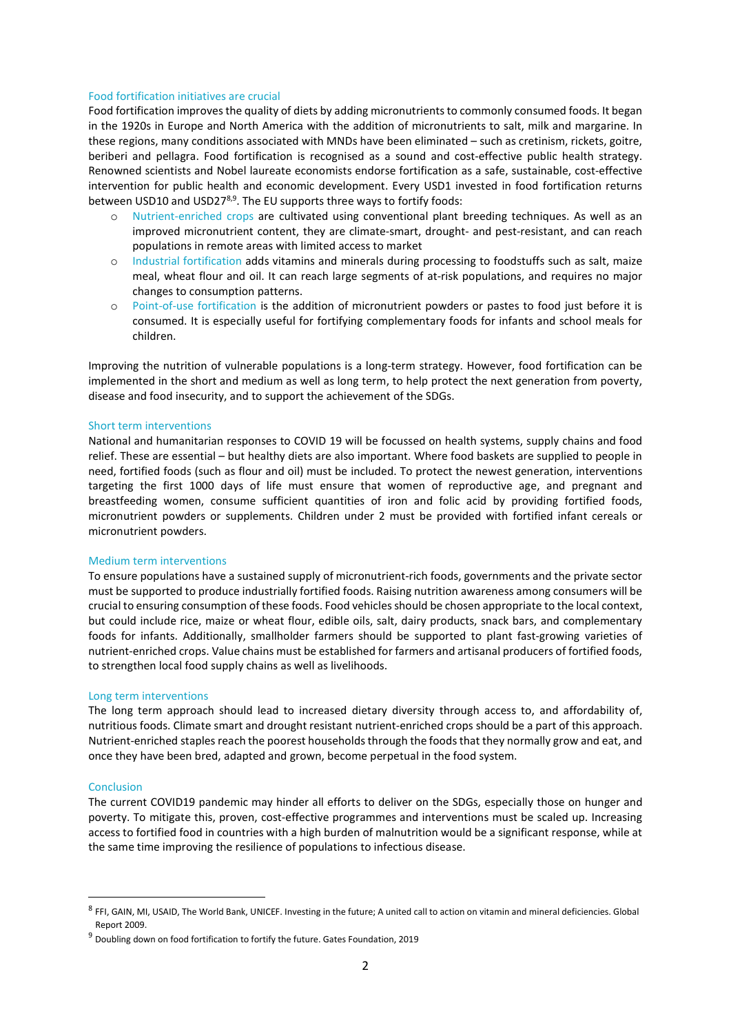### Food fortification initiatives are crucial

Food fortification improves the quality of diets by adding micronutrients to commonly consumed foods. It began in the 1920s in Europe and North America with the addition of micronutrients to salt, milk and margarine. In these regions, many conditions associated with MNDs have been eliminated – such as cretinism, rickets, goitre, beriberi and pellagra. Food fortification is recognised as a sound and cost-effective public health strategy. Renowned scientists and Nobel laureate economists endorse fortification as a safe, sustainable, cost-effective intervention for public health and economic development. Every USD1 invested in food fortification returns between USD10 and USD27[8,9]. The EU supports three ways to fortify foods:

- Nutrient-enriched crops are cultivated using conventional plant breeding techniques. As well as an improved micronutrient content, they are climate-smart, drought- and pest-resistant, and can reach populations in remote areas with limited access to market
- Industrial fortification adds vitamins and minerals during processing to foodstuffs such as salt, maize meal, wheat flour and oil. It can reach large segments of at-risk populations, and requires no major changes to consumption patterns.
- Point-of-use fortification is the addition of micronutrient powders or pastes to food just before it is consumed. It is especially useful for fortifying complementary foods for infants and school meals for children.

Improving the nutrition of vulnerable populations is a long-term strategy. However, food fortification can be implemented in the short and medium as well as long term, to help protect the next generation from poverty, disease and food insecurity, and to support the achievement of the SDGs.

### Short term interventions

National and humanitarian responses to COVID 19 will be focussed on health systems, supply chains and food relief. These are essential – but healthy diets are also important. Where food baskets are supplied to people in need, fortified foods (such as flour and oil) must be included. To protect the newest generation, interventions targeting the first 1000 days of life must ensure that women of reproductive age, and pregnant and breastfeeding women, consume sufficient quantities of iron and folic acid by providing fortified foods, micronutrient powders or supplements. Children under 2 must be provided with fortified infant cereals or micronutrient powders.

### Medium term interventions

To ensure populations have a sustained supply of micronutrient-rich foods, governments and the private sector must be supported to produce industrially fortified foods. Raising nutrition awareness among consumers will be crucial to ensuring consumption of these foods. Food vehicles should be chosen appropriate to the local context, but could include rice, maize or wheat flour, edible oils, salt, dairy products, snack bars, and complementary foods for infants. Additionally, smallholder farmers should be supported to plant fast-growing varieties of nutrient-enriched crops. Value chains must be established for farmers and artisanal producers of fortified foods, to strengthen local food supply chains as well as livelihoods.

### Long term interventions

The long term approach should lead to increased dietary diversity through access to, and affordability of, nutritious foods. Climate smart and drought resistant nutrient-enriched crops should be a part of this approach. Nutrient-enriched staples reach the poorest households through the foods that they normally grow and eat, and once they have been bred, adapted and grown, become perpetual in the food system.

### Conclusion

The current COVID19 pandemic may hinder all efforts to deliver on the SDGs, especially those on hunger and poverty. To mitigate this, proven, cost-effective programmes and interventions must be scaled up. Increasing access to fortified food in countries with a high burden of malnutrition would be a significant response, while at the same time improving the resilience of populations to infectious disease.

---

[8] FFI, GAIN, MI, USAID, The World Bank, UNICEF. Investing in the future; A united call to action on vitamin and mineral deficiencies. Global Report 2009.

[9] Doubling down on food fortification to fortify the future. Gates Foundation, 2019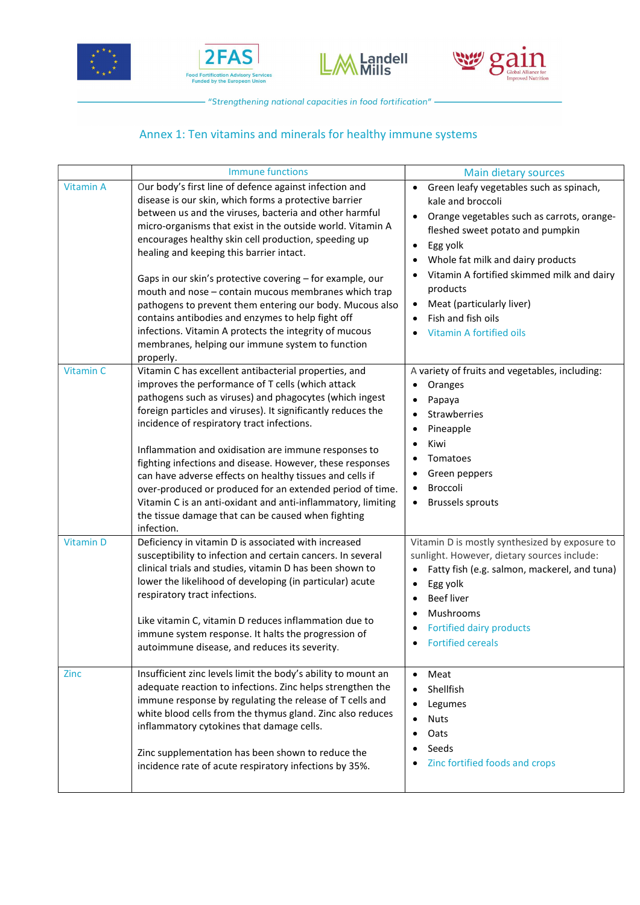## Annex 1: Ten vitamins and minerals for healthy immune systems

| | Immune functions | Main dietary sources |
|---|---|---|
| Vitamin A | Our body's first line of defence against infection and disease is our skin, which forms a protective barrier between us and the viruses, bacteria and other harmful micro-organisms that exist in the outside world. Vitamin A encourages healthy skin cell production, speeding up healing and keeping this barrier intact.<br><br>Gaps in our skin's protective covering – for example, our mouth and nose – contain mucous membranes which trap pathogens to prevent them entering our body. Mucous also contains antibodies and enzymes to help fight off infections. Vitamin A protects the integrity of mucous membranes, helping our immune system to function properly. | • Green leafy vegetables such as spinach, kale and broccoli<br>• Orange vegetables such as carrots, orange-fleshed sweet potato and pumpkin<br>• Egg yolk<br>• Whole fat milk and dairy products<br>• Vitamin A fortified skimmed milk and dairy products<br>• Meat (particularly liver)<br>• Fish and fish oils<br>• Vitamin A fortified oils |
| Vitamin C | Vitamin C has excellent antibacterial properties, and improves the performance of T cells (which attack pathogens such as viruses) and phagocytes (which ingest foreign particles and viruses). It significantly reduces the incidence of respiratory tract infections.<br><br>Inflammation and oxidisation are immune responses to fighting infections and disease. However, these responses can have adverse effects on healthy tissues and cells if over-produced or produced for an extended period of time. Vitamin C is an anti-oxidant and anti-inflammatory, limiting the tissue damage that can be caused when fighting infection. | A variety of fruits and vegetables, including:<br>• Oranges<br>• Papaya<br>• Strawberries<br>• Pineapple<br>• Kiwi<br>• Tomatoes<br>• Green peppers<br>• Broccoli<br>• Brussels sprouts |
| Vitamin D | Deficiency in vitamin D is associated with increased susceptibility to infection and certain cancers. In several clinical trials and studies, vitamin D has been shown to lower the likelihood of developing (in particular) acute respiratory tract infections.<br><br>Like vitamin C, vitamin D reduces inflammation due to immune system response. It halts the progression of autoimmune disease, and reduces its severity. | Vitamin D is mostly synthesized by exposure to sunlight. However, dietary sources include:<br>• Fatty fish (e.g. salmon, mackerel, and tuna)<br>• Egg yolk<br>• Beef liver<br>• Mushrooms<br>• Fortified dairy products<br>• Fortified cereals |
| Zinc | Insufficient zinc levels limit the body's ability to mount an adequate reaction to infections. Zinc helps strengthen the immune response by regulating the release of T cells and white blood cells from the thymus gland. Zinc also reduces inflammatory cytokines that damage cells.<br><br>Zinc supplementation has been shown to reduce the incidence rate of acute respiratory infections by 35%. | • Meat<br>• Shellfish<br>• Legumes<br>• Nuts<br>• Oats<br>• Seeds<br>• Zinc fortified foods and crops |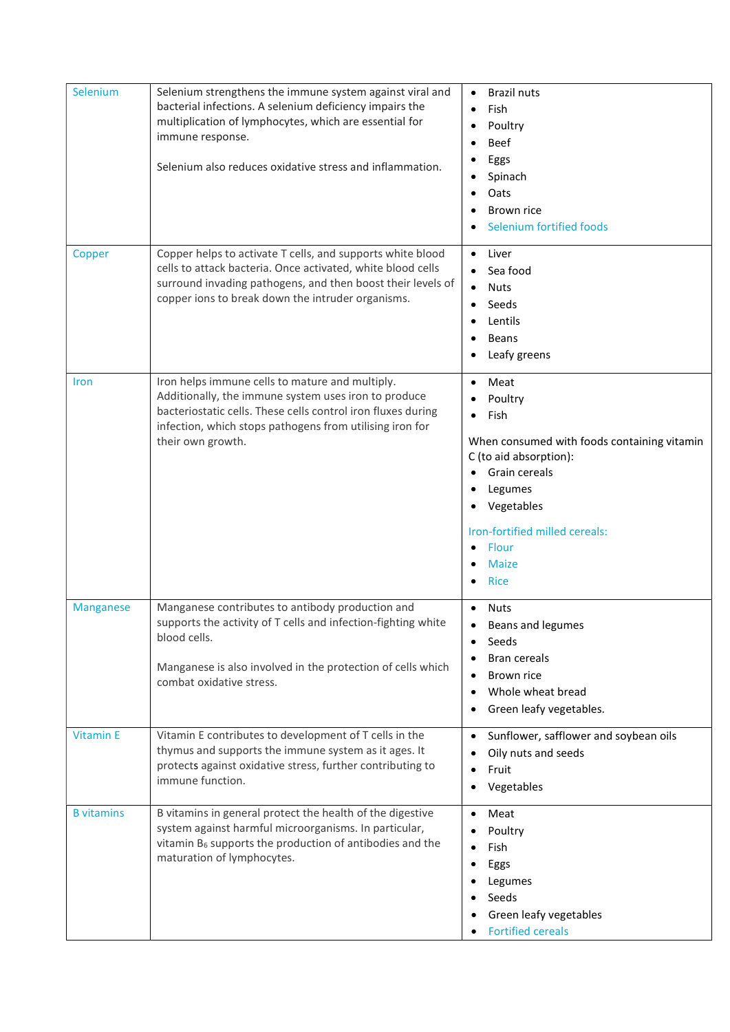| | | |
|---|---|---|
| Selenium | Selenium strengthens the immune system against viral and bacterial infections. A selenium deficiency impairs the multiplication of lymphocytes, which are essential for immune response.<br><br>Selenium also reduces oxidative stress and inflammation. | • Brazil nuts<br>• Fish<br>• Poultry<br>• Beef<br>• Eggs<br>• Spinach<br>• Oats<br>• Brown rice<br>• Selenium fortified foods |
| Copper | Copper helps to activate T cells, and supports white blood cells to attack bacteria. Once activated, white blood cells surround invading pathogens, and then boost their levels of copper ions to break down the intruder organisms. | • Liver<br>• Sea food<br>• Nuts<br>• Seeds<br>• Lentils<br>• Beans<br>• Leafy greens |
| Iron | Iron helps immune cells to mature and multiply. Additionally, the immune system uses iron to produce bacteriostatic cells. These cells control iron fluxes during infection, which stops pathogens from utilising iron for their own growth. | • Meat<br>• Poultry<br>• Fish<br><br>When consumed with foods containing vitamin C (to aid absorption):<br>• Grain cereals<br>• Legumes<br>• Vegetables<br><br>Iron-fortified milled cereals:<br>• Flour<br>• Maize<br>• Rice |
| Manganese | Manganese contributes to antibody production and supports the activity of T cells and infection-fighting white blood cells.<br><br>Manganese is also involved in the protection of cells which combat oxidative stress. | • Nuts<br>• Beans and legumes<br>• Seeds<br>• Bran cereals<br>• Brown rice<br>• Whole wheat bread<br>• Green leafy vegetables. |
| Vitamin E | Vitamin E contributes to development of T cells in the thymus and supports the immune system as it ages. It protects against oxidative stress, further contributing to immune function. | • Sunflower, safflower and soybean oils<br>• Oily nuts and seeds<br>• Fruit<br>• Vegetables |
| B vitamins | B vitamins in general protect the health of the digestive system against harmful microorganisms. In particular, vitamin $B_6$ supports the production of antibodies and the maturation of lymphocytes. | • Meat<br>• Poultry<br>• Fish<br>• Eggs<br>• Legumes<br>• Seeds<br>• Green leafy vegetables<br>• Fortified cereals |